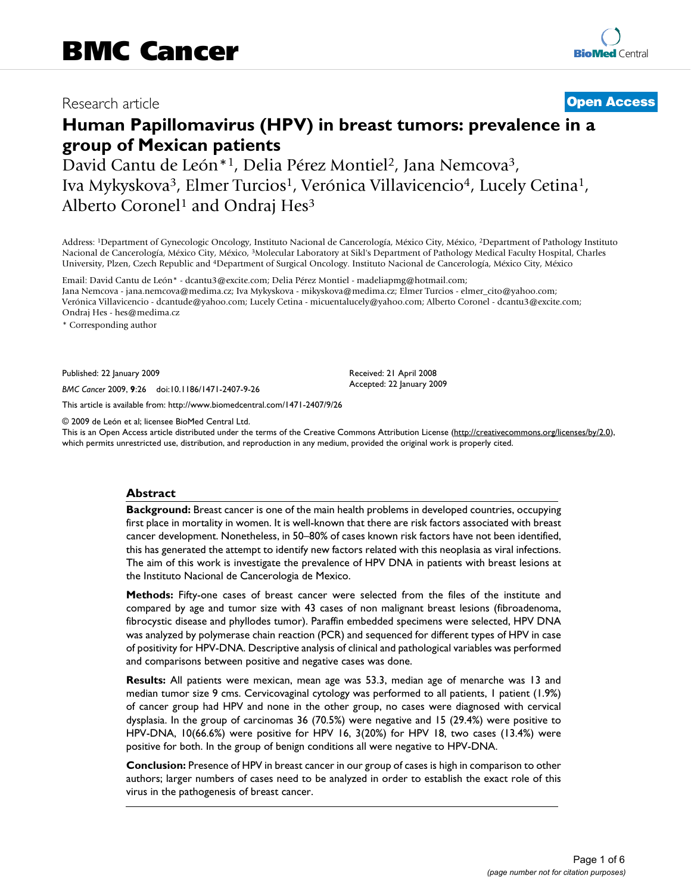Research article

**Open Access**

# Human Papillomavirus (HPV) in breast tumors: prevalence in a group of Mexican patients

David Cantu de León*[1], Delia Pérez Montiel[2], Jana Nemcova[3], Iva Mykyskova[3], Elmer Turcios[1], Verónica Villavicencio[4], Lucely Cetina[1], Alberto Coronel[1] and Ondraj Hes[3]

Address: [1]Department of Gynecologic Oncology, Instituto Nacional de Cancerología, México City, México, [2]Department of Pathology Instituto Nacional de Cancerología, México City, México, [3]Molecular Laboratory at Sikl's Department of Pathology Medical Faculty Hospital, Charles University, Plzen, Czech Republic and [4]Department of Surgical Oncology. Instituto Nacional de Cancerología, México City, México

Email: David Cantu de León* - dcantu3@excite.com; Delia Pérez Montiel - madeliapmg@hotmail.com; Jana Nemcova - jana.nemcova@medima.cz; Iva Mykyskova - mikyskova@medima.cz; Elmer Turcios - elmer_cito@yahoo.com; Verónica Villavicencio - dcantude@yahoo.com; Lucely Cetina - micuentalucely@yahoo.com; Alberto Coronel - dcantu3@excite.com; Ondraj Hes - hes@medima.cz

\* Corresponding author

Published: 22 January 2009

*BMC Cancer* 2009, **9**:26 doi:10.1186/1471-2407-9-26

Received: 21 April 2008
Accepted: 22 January 2009

This article is available from: http://www.biomedcentral.com/1471-2407/9/26

© 2009 de León et al; licensee BioMed Central Ltd.
This is an Open Access article distributed under the terms of the Creative Commons Attribution License (http://creativecommons.org/licenses/by/2.0), which permits unrestricted use, distribution, and reproduction in any medium, provided the original work is properly cited.

## Abstract

**Background:** Breast cancer is one of the main health problems in developed countries, occupying first place in mortality in women. It is well-known that there are risk factors associated with breast cancer development. Nonetheless, in 50–80% of cases known risk factors have not been identified, this has generated the attempt to identify new factors related with this neoplasia as viral infections. The aim of this work is investigate the prevalence of HPV DNA in patients with breast lesions at the Instituto Nacional de Cancerologia de Mexico.

**Methods:** Fifty-one cases of breast cancer were selected from the files of the institute and compared by age and tumor size with 43 cases of non malignant breast lesions (fibroadenoma, fibrocystic disease and phyllodes tumor). Paraffin embedded specimens were selected, HPV DNA was analyzed by polymerase chain reaction (PCR) and sequenced for different types of HPV in case of positivity for HPV-DNA. Descriptive analysis of clinical and pathological variables was performed and comparisons between positive and negative cases was done.

**Results:** All patients were mexican, mean age was 53.3, median age of menarche was 13 and median tumor size 9 cms. Cervicovaginal cytology was performed to all patients, 1 patient (1.9%) of cancer group had HPV and none in the other group, no cases were diagnosed with cervical dysplasia. In the group of carcinomas 36 (70.5%) were negative and 15 (29.4%) were positive to HPV-DNA, 10(66.6%) were positive for HPV 16, 3(20%) for HPV 18, two cases (13.4%) were positive for both. In the group of benign conditions all were negative to HPV-DNA.

**Conclusion:** Presence of HPV in breast cancer in our group of cases is high in comparison to other authors; larger numbers of cases need to be analyzed in order to establish the exact role of this virus in the pathogenesis of breast cancer.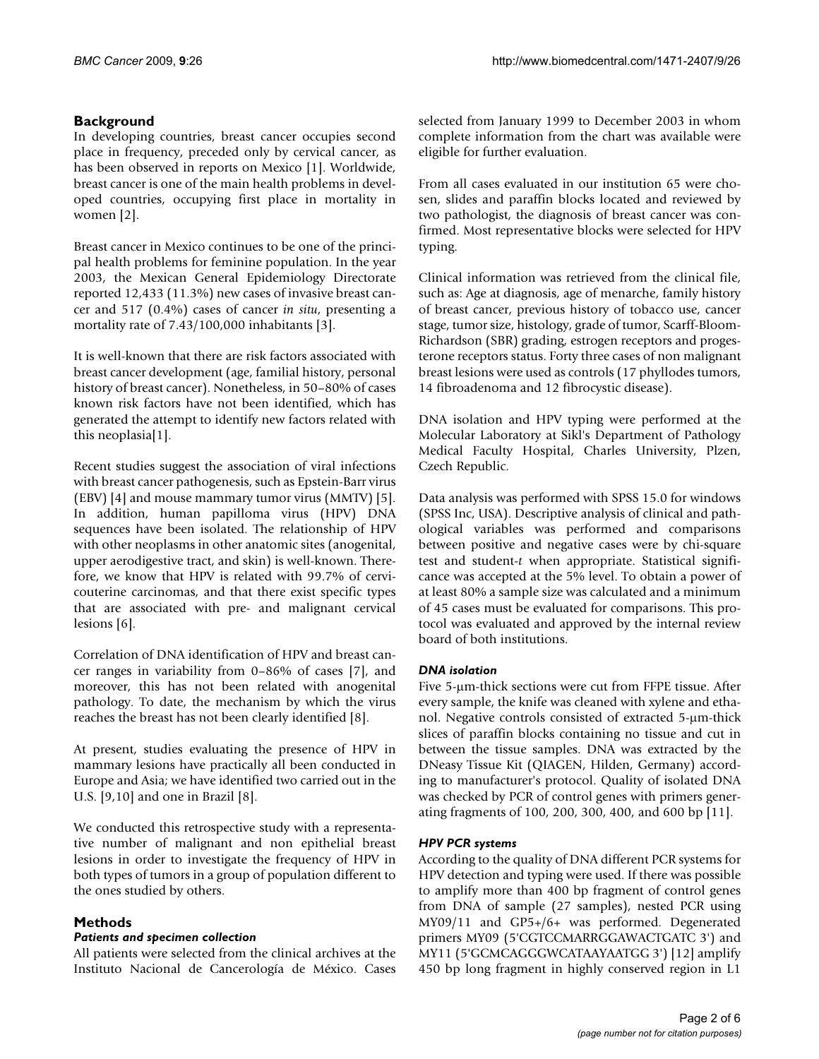## Background

In developing countries, breast cancer occupies second place in frequency, preceded only by cervical cancer, as has been observed in reports on Mexico [1]. Worldwide, breast cancer is one of the main health problems in developed countries, occupying first place in mortality in women [2].

Breast cancer in Mexico continues to be one of the principal health problems for feminine population. In the year 2003, the Mexican General Epidemiology Directorate reported 12,433 (11.3%) new cases of invasive breast cancer and 517 (0.4%) cases of cancer *in situ*, presenting a mortality rate of 7.43/100,000 inhabitants [3].

It is well-known that there are risk factors associated with breast cancer development (age, familial history, personal history of breast cancer). Nonetheless, in 50–80% of cases known risk factors have not been identified, which has generated the attempt to identify new factors related with this neoplasia[1].

Recent studies suggest the association of viral infections with breast cancer pathogenesis, such as Epstein-Barr virus (EBV) [4] and mouse mammary tumor virus (MMTV) [5]. In addition, human papilloma virus (HPV) DNA sequences have been isolated. The relationship of HPV with other neoplasms in other anatomic sites (anogenital, upper aerodigestive tract, and skin) is well-known. Therefore, we know that HPV is related with 99.7% of cervicouterine carcinomas, and that there exist specific types that are associated with pre- and malignant cervical lesions [6].

Correlation of DNA identification of HPV and breast cancer ranges in variability from 0–86% of cases [7], and moreover, this has not been related with anogenital pathology. To date, the mechanism by which the virus reaches the breast has not been clearly identified [8].

At present, studies evaluating the presence of HPV in mammary lesions have practically all been conducted in Europe and Asia; we have identified two carried out in the U.S. [9,10] and one in Brazil [8].

We conducted this retrospective study with a representative number of malignant and non epithelial breast lesions in order to investigate the frequency of HPV in both types of tumors in a group of population different to the ones studied by others.

## Methods

### Patients and specimen collection

All patients were selected from the clinical archives at the Instituto Nacional de Cancerología de México. Cases selected from January 1999 to December 2003 in whom complete information from the chart was available were eligible for further evaluation.

From all cases evaluated in our institution 65 were chosen, slides and paraffin blocks located and reviewed by two pathologist, the diagnosis of breast cancer was confirmed. Most representative blocks were selected for HPV typing.

Clinical information was retrieved from the clinical file, such as: Age at diagnosis, age of menarche, family history of breast cancer, previous history of tobacco use, cancer stage, tumor size, histology, grade of tumor, Scarff-Bloom-Richardson (SBR) grading, estrogen receptors and progesterone receptors status. Forty three cases of non malignant breast lesions were used as controls (17 phyllodes tumors, 14 fibroadenoma and 12 fibrocystic disease).

DNA isolation and HPV typing were performed at the Molecular Laboratory at Sikl's Department of Pathology Medical Faculty Hospital, Charles University, Plzen, Czech Republic.

Data analysis was performed with SPSS 15.0 for windows (SPSS Inc, USA). Descriptive analysis of clinical and pathological variables was performed and comparisons between positive and negative cases were by chi-square test and student-*t* when appropriate. Statistical significance was accepted at the 5% level. To obtain a power of at least 80% a sample size was calculated and a minimum of 45 cases must be evaluated for comparisons. This protocol was evaluated and approved by the internal review board of both institutions.

### DNA isolation

Five 5-μm-thick sections were cut from FFPE tissue. After every sample, the knife was cleaned with xylene and ethanol. Negative controls consisted of extracted 5-μm-thick slices of paraffin blocks containing no tissue and cut in between the tissue samples. DNA was extracted by the DNeasy Tissue Kit (QIAGEN, Hilden, Germany) according to manufacturer's protocol. Quality of isolated DNA was checked by PCR of control genes with primers generating fragments of 100, 200, 300, 400, and 600 bp [11].

### HPV PCR systems

According to the quality of DNA different PCR systems for HPV detection and typing were used. If there was possible to amplify more than 400 bp fragment of control genes from DNA of sample (27 samples), nested PCR using MY09/11 and GP5+/6+ was performed. Degenerated primers MY09 (5'CGTCCMARRGGAWACTGATC 3') and MY11 (5'GCMCAGGGWCATAAYAATGG 3') [12] amplify 450 bp long fragment in highly conserved region in L1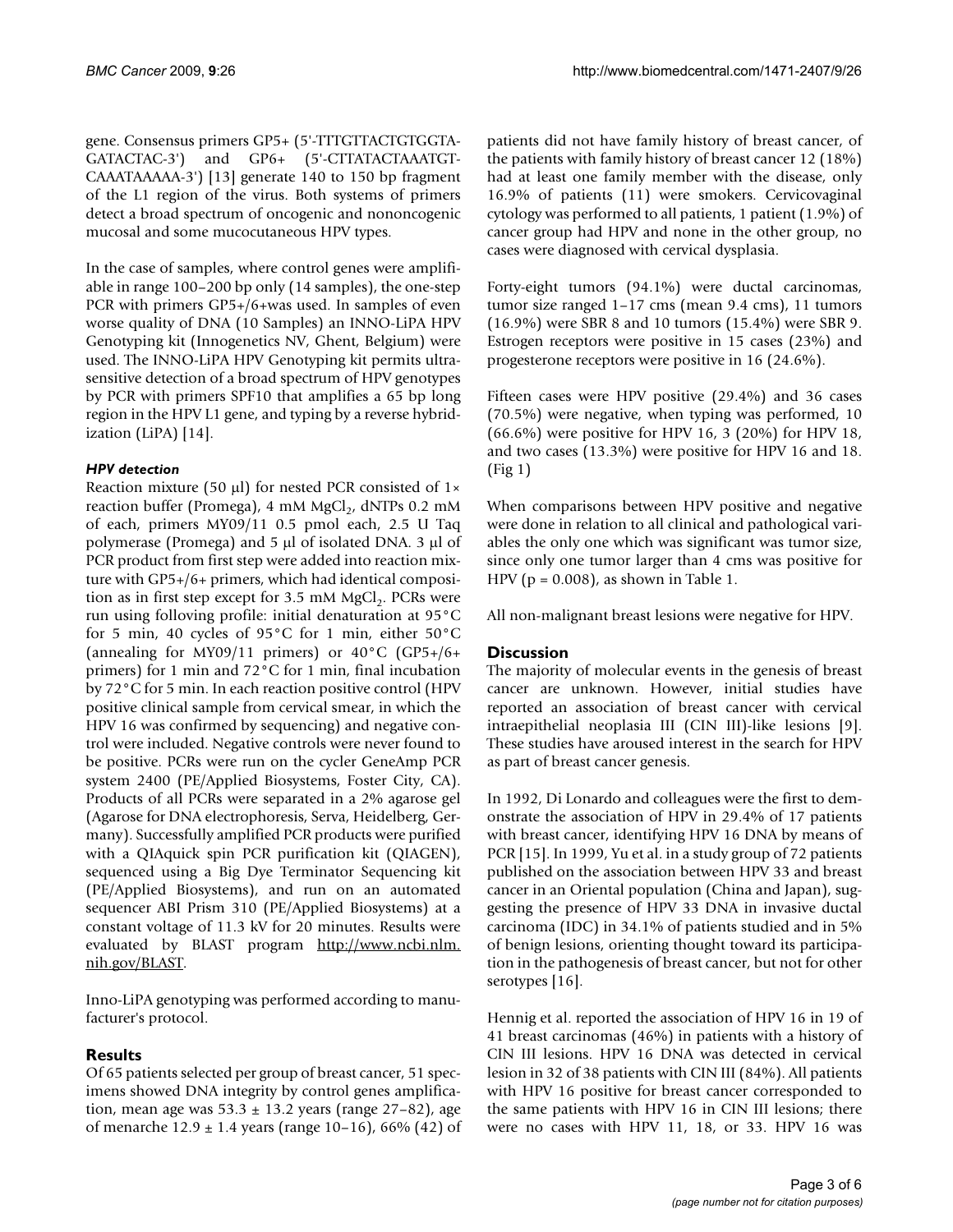gene. Consensus primers GP5+ (5'-TTTGTTACTGTGGTAGATACTAC-3') and GP6+ (5'-CTTATACTAAATGTCAAATAAAAA-3') [13] generate 140 to 150 bp fragment of the L1 region of the virus. Both systems of primers detect a broad spectrum of oncogenic and nononcogenic mucosal and some mucocutaneous HPV types.

In the case of samples, where control genes were amplifiable in range 100–200 bp only (14 samples), the one-step PCR with primers GP5+/6+was used. In samples of even worse quality of DNA (10 Samples) an INNO-LiPA HPV Genotyping kit (Innogenetics NV, Ghent, Belgium) were used. The INNO-LiPA HPV Genotyping kit permits ultrasensitive detection of a broad spectrum of HPV genotypes by PCR with primers SPF10 that amplifies a 65 bp long region in the HPV L1 gene, and typing by a reverse hybridization (LiPA) [14].

### *HPV detection*

Reaction mixture (50 μl) for nested PCR consisted of 1× reaction buffer (Promega), 4 mM $MgCl_2$, dNTPs 0.2 mM of each, primers MY09/11 0.5 pmol each, 2.5 U Taq polymerase (Promega) and 5 μl of isolated DNA. 3 μl of PCR product from first step were added into reaction mixture with GP5+/6+ primers, which had identical composition as in first step except for 3.5 mM $MgCl_2$. PCRs were run using folloving profile: initial denaturation at 95°C for 5 min, 40 cycles of 95°C for 1 min, either 50°C (annealing for MY09/11 primers) or 40°C (GP5+/6+ primers) for 1 min and 72°C for 1 min, final incubation by 72°C for 5 min. In each reaction positive control (HPV positive clinical sample from cervical smear, in which the HPV 16 was confirmed by sequencing) and negative control were included. Negative controls were never found to be positive. PCRs were run on the cycler GeneAmp PCR system 2400 (PE/Applied Biosystems, Foster City, CA). Products of all PCRs were separated in a 2% agarose gel (Agarose for DNA electrophoresis, Serva, Heidelberg, Germany). Successfully amplified PCR products were purified with a QIAquick spin PCR purification kit (QIAGEN), sequenced using a Big Dye Terminator Sequencing kit (PE/Applied Biosystems), and run on an automated sequencer ABI Prism 310 (PE/Applied Biosystems) at a constant voltage of 11.3 kV for 20 minutes. Results were evaluated by BLAST program http://www.ncbi.nlm.nih.gov/BLAST.

Inno-LiPA genotyping was performed according to manufacturer's protocol.

## Results

Of 65 patients selected per group of breast cancer, 51 specimens showed DNA integrity by control genes amplification, mean age was 53.3 ± 13.2 years (range 27–82), age of menarche 12.9 ± 1.4 years (range 10–16), 66% (42) of patients did not have family history of breast cancer, of the patients with family history of breast cancer 12 (18%) had at least one family member with the disease, only 16.9% of patients (11) were smokers. Cervicovaginal cytology was performed to all patients, 1 patient (1.9%) of cancer group had HPV and none in the other group, no cases were diagnosed with cervical dysplasia.

Forty-eight tumors (94.1%) were ductal carcinomas, tumor size ranged 1–17 cms (mean 9.4 cms), 11 tumors (16.9%) were SBR 8 and 10 tumors (15.4%) were SBR 9. Estrogen receptors were positive in 15 cases (23%) and progesterone receptors were positive in 16 (24.6%).

Fifteen cases were HPV positive (29.4%) and 36 cases (70.5%) were negative, when typing was performed, 10 (66.6%) were positive for HPV 16, 3 (20%) for HPV 18, and two cases (13.3%) were positive for HPV 16 and 18. (Fig 1)

When comparisons between HPV positive and negative were done in relation to all clinical and pathological variables the only one which was significant was tumor size, since only one tumor larger than 4 cms was positive for HPV ($p = 0.008$), as shown in Table 1.

All non-malignant breast lesions were negative for HPV.

## Discussion

The majority of molecular events in the genesis of breast cancer are unknown. However, initial studies have reported an association of breast cancer with cervical intraepithelial neoplasia III (CIN III)-like lesions [9]. These studies have aroused interest in the search for HPV as part of breast cancer genesis.

In 1992, Di Lonardo and colleagues were the first to demonstrate the association of HPV in 29.4% of 17 patients with breast cancer, identifying HPV 16 DNA by means of PCR [15]. In 1999, Yu et al. in a study group of 72 patients published on the association between HPV 33 and breast cancer in an Oriental population (China and Japan), suggesting the presence of HPV 33 DNA in invasive ductal carcinoma (IDC) in 34.1% of patients studied and in 5% of benign lesions, orienting thought toward its participation in the pathogenesis of breast cancer, but not for other serotypes [16].

Hennig et al. reported the association of HPV 16 in 19 of 41 breast carcinomas (46%) in patients with a history of CIN III lesions. HPV 16 DNA was detected in cervical lesion in 32 of 38 patients with CIN III (84%). All patients with HPV 16 positive for breast cancer corresponded to the same patients with HPV 16 in CIN III lesions; there were no cases with HPV 11, 18, or 33. HPV 16 was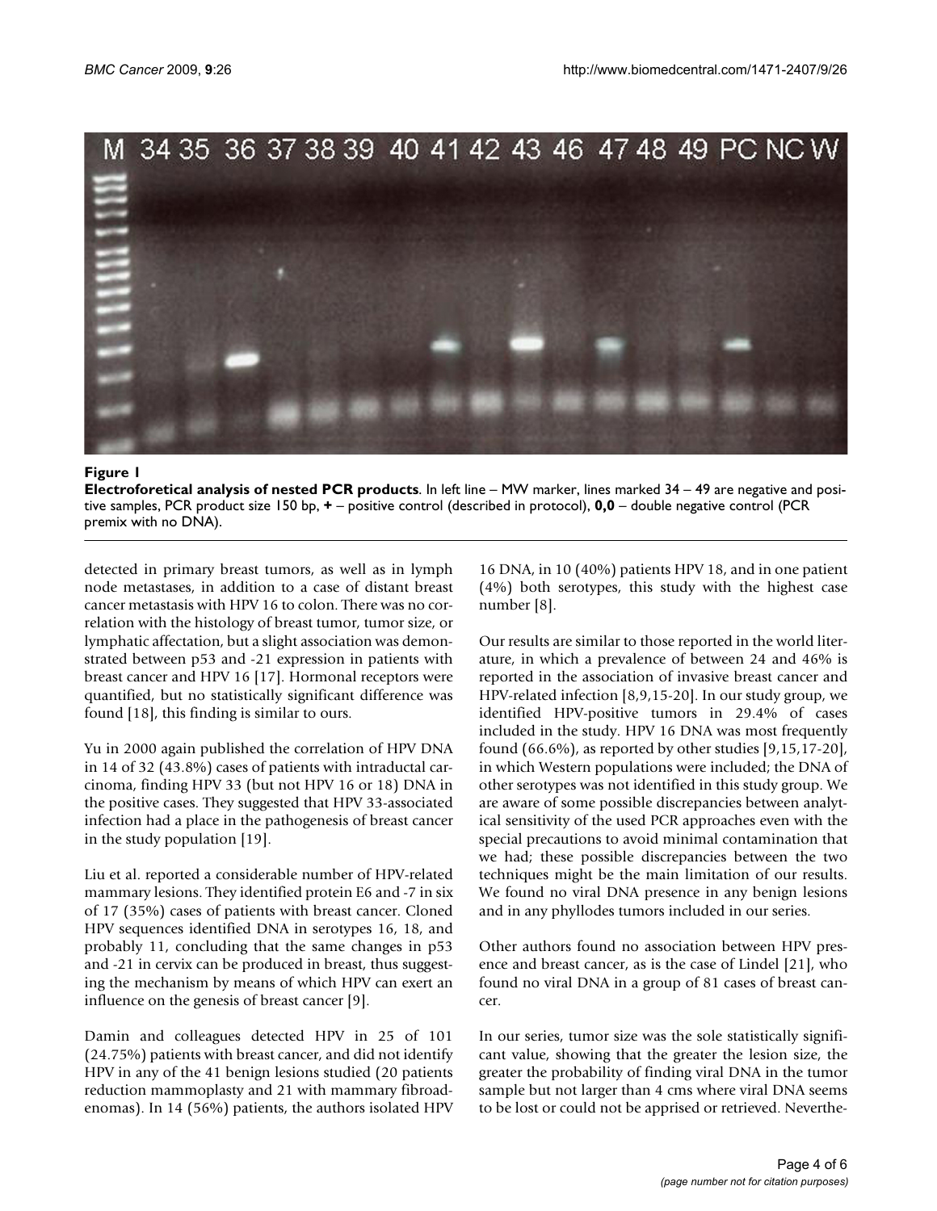**Figure 1**

**Electroforetical analysis of nested PCR products**. In left line – MW marker, lines marked 34 – 49 are negative and positive samples, PCR product size 150 bp, **+** – positive control (described in protocol), **0,0** – double negative control (PCR premix with no DNA).

detected in primary breast tumors, as well as in lymph node metastases, in addition to a case of distant breast cancer metastasis with HPV 16 to colon. There was no correlation with the histology of breast tumor, tumor size, or lymphatic affectation, but a slight association was demonstrated between p53 and -21 expression in patients with breast cancer and HPV 16 [17]. Hormonal receptors were quantified, but no statistically significant difference was found [18], this finding is similar to ours.

Yu in 2000 again published the correlation of HPV DNA in 14 of 32 (43.8%) cases of patients with intraductal carcinoma, finding HPV 33 (but not HPV 16 or 18) DNA in the positive cases. They suggested that HPV 33-associated infection had a place in the pathogenesis of breast cancer in the study population [19].

Liu et al. reported a considerable number of HPV-related mammary lesions. They identified protein E6 and -7 in six of 17 (35%) cases of patients with breast cancer. Cloned HPV sequences identified DNA in serotypes 16, 18, and probably 11, concluding that the same changes in p53 and -21 in cervix can be produced in breast, thus suggesting the mechanism by means of which HPV can exert an influence on the genesis of breast cancer [9].

Damin and colleagues detected HPV in 25 of 101 (24.75%) patients with breast cancer, and did not identify HPV in any of the 41 benign lesions studied (20 patients reduction mammoplasty and 21 with mammary fibroadenomas). In 14 (56%) patients, the authors isolated HPV 16 DNA, in 10 (40%) patients HPV 18, and in one patient (4%) both serotypes, this study with the highest case number [8].

Our results are similar to those reported in the world literature, in which a prevalence of between 24 and 46% is reported in the association of invasive breast cancer and HPV-related infection [8,9,15-20]. In our study group, we identified HPV-positive tumors in 29.4% of cases included in the study. HPV 16 DNA was most frequently found (66.6%), as reported by other studies [9,15,17-20], in which Western populations were included; the DNA of other serotypes was not identified in this study group. We are aware of some possible discrepancies between analytical sensitivity of the used PCR approaches even with the special precautions to avoid minimal contamination that we had; these possible discrepancies between the two techniques might be the main limitation of our results. We found no viral DNA presence in any benign lesions and in any phyllodes tumors included in our series.

Other authors found no association between HPV presence and breast cancer, as is the case of Lindel [21], who found no viral DNA in a group of 81 cases of breast cancer.

In our series, tumor size was the sole statistically significant value, showing that the greater the lesion size, the greater the probability of finding viral DNA in the tumor sample but not larger than 4 cms where viral DNA seems to be lost or could not be apprised or retrieved. Neverthe-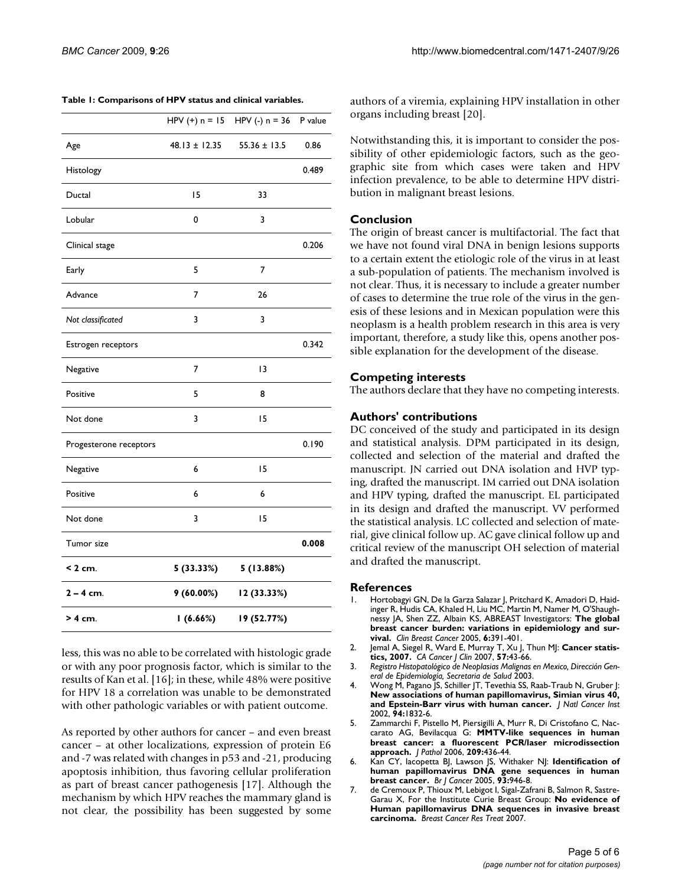**Table 1: Comparisons of HPV status and clinical variables.**

| | HPV (+) n = 15 | HPV (-) n = 36 | P value |
|---|---|---|---|
| Age | 48.13 ± 12.35 | 55.36 ± 13.5 | 0.86 |
| Histology | | | 0.489 |
| Ductal | 15 | 33 | |
| Lobular | 0 | 3 | |
| Clinical stage | | | 0.206 |
| Early | 5 | 7 | |
| Advance | 7 | 26 | |
| *Not classificated* | 3 | 3 | |
| Estrogen receptors | | | 0.342 |
| Negative | 7 | 13 | |
| Positive | 5 | 8 | |
| Not done | 3 | 15 | |
| Progesterone receptors | | | 0.190 |
| Negative | 6 | 15 | |
| Positive | 6 | 6 | |
| Not done | 3 | 15 | |
| Tumor size | | | **0.008** |
| **< 2 cm**. | **5 (33.33%)** | **5 (13.88%)** | |
| **2 – 4 cm**. | **9 (60.00%)** | **12 (33.33%)** | |
| **> 4 cm**. | **1 (6.66%)** | **19 (52.77%)** | |

less, this was no able to be correlated with histologic grade or with any poor prognosis factor, which is similar to the results of Kan et al. [16]; in these, while 48% were positive for HPV 18 a correlation was unable to be demonstrated with other pathologic variables or with patient outcome.

As reported by other authors for cancer – and even breast cancer – at other localizations, expression of protein E6 and -7 was related with changes in p53 and -21, producing apoptosis inhibition, thus favoring cellular proliferation as part of breast cancer pathogenesis [17]. Although the mechanism by which HPV reaches the mammary gland is not clear, the possibility has been suggested by some authors of a viremia, explaining HPV installation in other organs including breast [20].

Notwithstanding this, it is important to consider the possibility of other epidemiologic factors, such as the geographic site from which cases were taken and HPV infection prevalence, to be able to determine HPV distribution in malignant breast lesions.

## Conclusion

The origin of breast cancer is multifactorial. The fact that we have not found viral DNA in benign lesions supports to a certain extent the etiologic role of the virus in at least a sub-population of patients. The mechanism involved is not clear. Thus, it is necessary to include a greater number of cases to determine the true role of the virus in the genesis of these lesions and in Mexican population were this neoplasm is a health problem research in this area is very important, therefore, a study like this, opens another possible explanation for the development of the disease.

## Competing interests

The authors declare that they have no competing interests.

## Authors' contributions

DC conceived of the study and participated in its design and statistical analysis. DPM participated in its design, collected and selection of the material and drafted the manuscript. JN carried out DNA isolation and HVP typing, drafted the manuscript. IM carried out DNA isolation and HPV typing, drafted the manuscript. EL participated in its design and drafted the manuscript. VV performed the statistical analysis. LC collected and selection of material, give clinical follow up. AC gave clinical follow up and critical review of the manuscript OH selection of material and drafted the manuscript.

## References

1. Hortobagyi GN, De la Garza Salazar J, Pritchard K, Amadori D, Haidinger R, Hudis CA, Khaled H, Liu MC, Martin M, Namer M, O'Shaughnessy JA, Shen ZZ, Albain KS, ABREAST Investigators: **The global breast cancer burden: variations in epidemiology and survival.** *Clin Breast Cancer* 2005, **6:**391-401.
2. Jemal A, Siegel R, Ward E, Murray T, Xu J, Thun MJ: **Cancer statistics, 2007.** *CA Cancer J Clin* 2007, **57:**43-66.
3. *Registro Histopatológico de Neoplasias Malignas en Mexico, Dirección General de Epidemiología, Secretaria de Salud* 2003.
4. Wong M, Pagano JS, Schiller JT, Tevethia SS, Raab-Traub N, Gruber J: **New associations of human papillomavirus, Simian virus 40, and Epstein-Barr virus with human cancer.** *J Natl Cancer Inst* 2002, **94:**1832-6.
5. Zammarchi F, Pistello M, Piersigilli A, Murr R, Di Cristofano C, Naccarato AG, Bevilacqua G: **MMTV-like sequences in human breast cancer: a fluorescent PCR/laser microdissection approach.** *J Pathol* 2006, **209:**436-44.
6. Kan CY, Iacopetta BJ, Lawson JS, Withaker NJ: **Identification of human papillomavirus DNA gene sequences in human breast cancer.** *Br J Cancer* 2005, **93:**946-8.
7. de Cremoux P, Thioux M, Lebigot I, Sigal-Zafrani B, Salmon R, Sastre-Garau X, For the Institute Curie Breast Group: **No evidence of Human papillomavirus DNA sequences in invasive breast carcinoma.** *Breast Cancer Res Treat* 2007.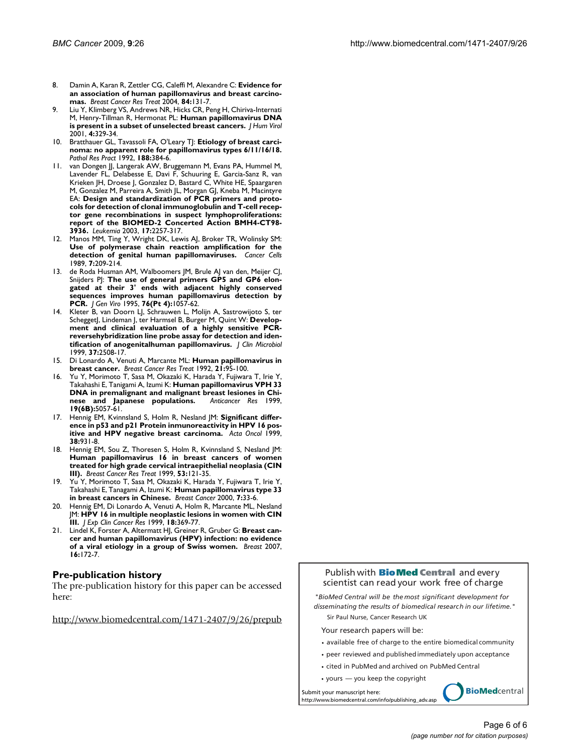8. Damin A, Karan R, Zettler CG, Caleffi M, Alexandre C: **Evidence for an association of human papillomavirus and breast carcinomas.** *Breast Cancer Res Treat* 2004, **84:**131-7.
9. Liu Y, Klimberg VS, Andrews NR, Hicks CR, Peng H, Chiriva-Internati M, Henry-Tillman R, Hermonat PL: **Human papillomavirus DNA is present in a subset of unselected breast cancers.** *J Hum Virol* 2001, **4:**329-34.
10. Bratthauer GL, Tavassoli FA, O'Leary TJ: **Etiology of breast carcinoma: no apparent role for papillomavirus types 6/11/16/18.** *Pathol Res Pract* 1992, **188:**384-6.
11. van Dongen JJ, Langerak AW, Bruggemann M, Evans PA, Hummel M, Lavender FL, Delabesse E, Davi F, Schuuring E, Garcia-Sanz R, van Krieken JH, Droese J, Gonzalez D, Bastard C, White HE, Spaargaren M, Gonzalez M, Parreira A, Smith JL, Morgan GJ, Kneba M, Macintyre EA: **Design and standardization of PCR primers and protocols for detection of clonal immunoglobulin and T-cell receptor gene recombinations in suspect lymphoproliferations: report of the BIOMED-2 Concerted Action BMH4-CT98-3936.** *Leukemia* 2003, **17:**2257-317.
12. Manos MM, Ting Y, Wright DK, Lewis AJ, Broker TR, Wolinsky SM: **Use of polymerase chain reaction amplification for the detection of genital human papillomaviruses.** *Cancer Cells* 1989, **7:**209-214.
13. de Roda Husman AM, Walboomers JM, Brule AJ van den, Meijer CJ, Snijders PJ: **The use of general primers GP5 and GP6 elongated at their 3' ends with adjacent highly conserved sequences improves human papillomavirus detection by PCR.** *J Gen Viro* 1995, **76(Pt 4):**1057-62.
14. Kleter B, van Doorn LJ, Schrauwen L, Molijn A, Sastrowijoto S, ter ScheggetJ, Lindeman J, ter Harmsel B, Burger M, Quint W: **Development and clinical evaluation of a highly sensitive PCR-reversehybridization line probe assay for detection and identification of anogenitalhuman papillomavirus.** *J Clin Microbiol* 1999, **37:**2508-17.
15. Di Lonardo A, Venuti A, Marcante ML: **Human papillomavirus in breast cancer.** *Breast Cancer Res Treat* 1992, **21:**95-100.
16. Yu Y, Morimoto T, Sasa M, Okazaki K, Harada Y, Fujiwara T, Irie Y, Takahashi E, Tanigami A, Izumi K: **Human papillomavirus VPH 33 DNA in premalignant and malignant breast lesiones in Chinese and Japanese populations.** *Anticancer Res* 1999, **19(6B):**5057-61.
17. Hennig EM, Kvinnsland S, Holm R, Nesland JM: **Significant difference in p53 and p21 Protein inmunoreactivity in HPV 16 positive and HPV negative breast carcinoma.** *Acta Oncol* 1999, **38:**931-8.
18. Hennig EM, Sou Z, Thoresen S, Holm R, Kvinnsland S, Nesland JM: **Human papillomavirus 16 in breast cancers of women treated for high grade cervical intraepithelial neoplasia (CIN III).** *Breast Cancer Res Treat* 1999, **53:**121-35.
19. Yu Y, Morimoto T, Sasa M, Okazaki K, Harada Y, Fujiwara T, Irie Y, Takahashi E, Tanagami A, Izumi K: **Human papillomavirus type 33 in breast cancers in Chinese.** *Breast Cancer* 2000, **7:**33-6.
20. Hennig EM, Di Lonardo A, Venuti A, Holm R, Marcante ML, Nesland JM: **HPV 16 in multiple neoplastic lesions in women with CIN III.** *J Exp Clin Cancer Res* 1999, **18:**369-77.
21. Lindel K, Forster A, Altermatt HJ, Greiner R, Gruber G: **Breast cancer and human papillomavirus (HPV) infection: no evidence of a viral etiology in a group of Swiss women.** *Breast* 2007, **16:**172-7.

## Pre-publication history

The pre-publication history for this paper can be accessed here:

http://www.biomedcentral.com/1471-2407/9/26/prepub

Publish with **BioMed Central** and every scientist can read your work free of charge

*"BioMed Central will be the most significant development for disseminating the results of biomedical research in our lifetime."*

Sir Paul Nurse, Cancer Research UK

Your research papers will be:

- available free of charge to the entire biomedical community
- peer reviewed and published immediately upon acceptance
- cited in PubMed and archived on PubMed Central
- yours — you keep the copyright

Submit your manuscript here:
http://www.biomedcentral.com/info/publishing_adv.asp

**BioMed**central